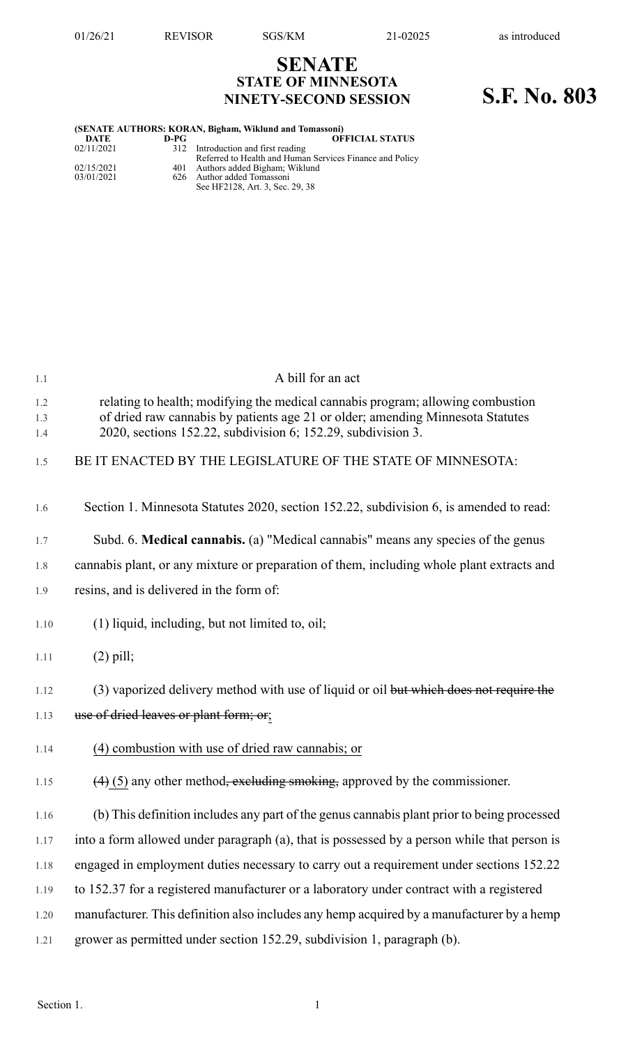# SENATE
## STATE OF MINNESOTA
## NINETY-SECOND SESSION

# S.F. No. 803

**(SENATE AUTHORS: KORAN, Bigham, Wiklund and Tomassoni)**

| DATE | D-PG | OFFICIAL STATUS |
|---|---|---|
| 02/11/2021 | 312 | Introduction and first reading<br>Referred to Health and Human Services Finance and Policy |
| 02/15/2021 | 401 | Authors added Bigham; Wiklund |
| 03/01/2021 | 626 | Author added Tomassoni<br>See HF2128, Art. 3, Sec. 29, 38 |

A bill for an act

relating to health; modifying the medical cannabis program; allowing combustion of dried raw cannabis by patients age 21 or older; amending Minnesota Statutes 2020, sections 152.22, subdivision 6; 152.29, subdivision 3.

BE IT ENACTED BY THE LEGISLATURE OF THE STATE OF MINNESOTA:

Section 1. Minnesota Statutes 2020, section 152.22, subdivision 6, is amended to read:

Subd. 6. **Medical cannabis.** (a) "Medical cannabis" means any species of the genus cannabis plant, or any mixture or preparation of them, including whole plant extracts and resins, and is delivered in the form of:

(1) liquid, including, but not limited to, oil;

(2) pill;

(3) vaporized delivery method with use of liquid or oil ~~but which does not require the use of dried leaves or plant form; or~~;

(4) combustion with use of dried raw cannabis; or

~~(4)~~ (5) any other method~~, excluding smoking,~~ approved by the commissioner.

(b) This definition includes any part of the genus cannabis plant prior to being processed into a form allowed under paragraph (a), that is possessed by a person while that person is engaged in employment duties necessary to carry out a requirement under sections 152.22 to 152.37 for a registered manufacturer or a laboratory under contract with a registered manufacturer. This definition also includes any hemp acquired by a manufacturer by a hemp grower as permitted under section 152.29, subdivision 1, paragraph (b).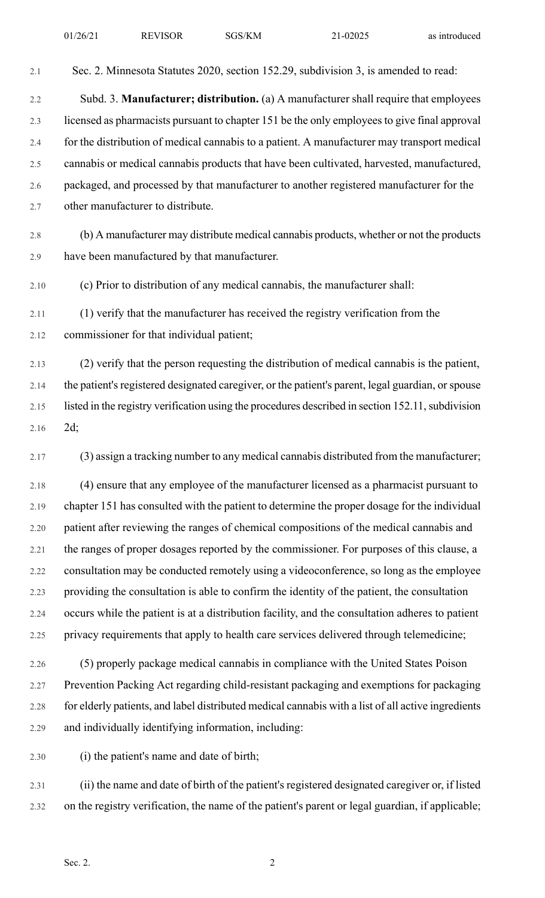Sec. 2. Minnesota Statutes 2020, section 152.29, subdivision 3, is amended to read:

Subd. 3. **Manufacturer; distribution.** (a) A manufacturer shall require that employees licensed as pharmacists pursuant to chapter 151 be the only employees to give final approval for the distribution of medical cannabis to a patient. A manufacturer may transport medical cannabis or medical cannabis products that have been cultivated, harvested, manufactured, packaged, and processed by that manufacturer to another registered manufacturer for the other manufacturer to distribute.

(b) A manufacturer may distribute medical cannabis products, whether or not the products have been manufactured by that manufacturer.

(c) Prior to distribution of any medical cannabis, the manufacturer shall:

(1) verify that the manufacturer has received the registry verification from the commissioner for that individual patient;

(2) verify that the person requesting the distribution of medical cannabis is the patient, the patient's registered designated caregiver, or the patient's parent, legal guardian, or spouse listed in the registry verification using the procedures described in section 152.11, subdivision 2d;

(3) assign a tracking number to any medical cannabis distributed from the manufacturer;

(4) ensure that any employee of the manufacturer licensed as a pharmacist pursuant to chapter 151 has consulted with the patient to determine the proper dosage for the individual patient after reviewing the ranges of chemical compositions of the medical cannabis and the ranges of proper dosages reported by the commissioner. For purposes of this clause, a consultation may be conducted remotely using a videoconference, so long as the employee providing the consultation is able to confirm the identity of the patient, the consultation occurs while the patient is at a distribution facility, and the consultation adheres to patient privacy requirements that apply to health care services delivered through telemedicine;

(5) properly package medical cannabis in compliance with the United States Poison Prevention Packing Act regarding child-resistant packaging and exemptions for packaging for elderly patients, and label distributed medical cannabis with a list of all active ingredients and individually identifying information, including:

(i) the patient's name and date of birth;

(ii) the name and date of birth of the patient's registered designated caregiver or, if listed on the registry verification, the name of the patient's parent or legal guardian, if applicable;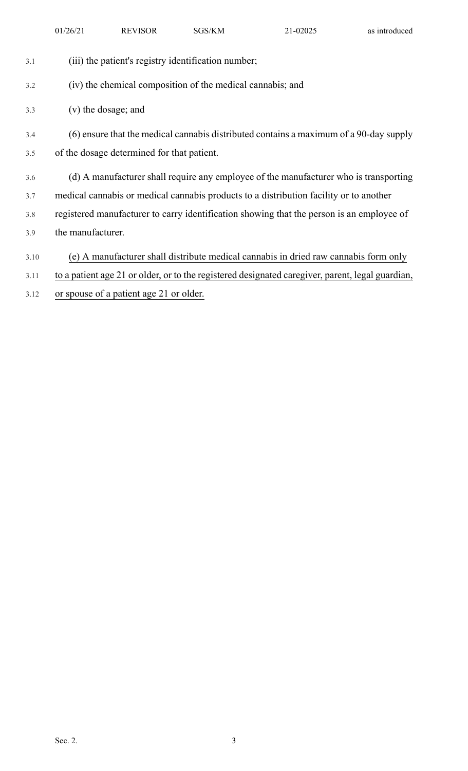(iii) the patient's registry identification number;

(iv) the chemical composition of the medical cannabis; and

(v) the dosage; and

(6) ensure that the medical cannabis distributed contains a maximum of a 90-day supply of the dosage determined for that patient.

(d) A manufacturer shall require any employee of the manufacturer who is transporting medical cannabis or medical cannabis products to a distribution facility or to another registered manufacturer to carry identification showing that the person is an employee of the manufacturer.

<u>(e) A manufacturer shall distribute medical cannabis in dried raw cannabis form only to a patient age 21 or older, or to the registered designated caregiver, parent, legal guardian, or spouse of a patient age 21 or older.</u>